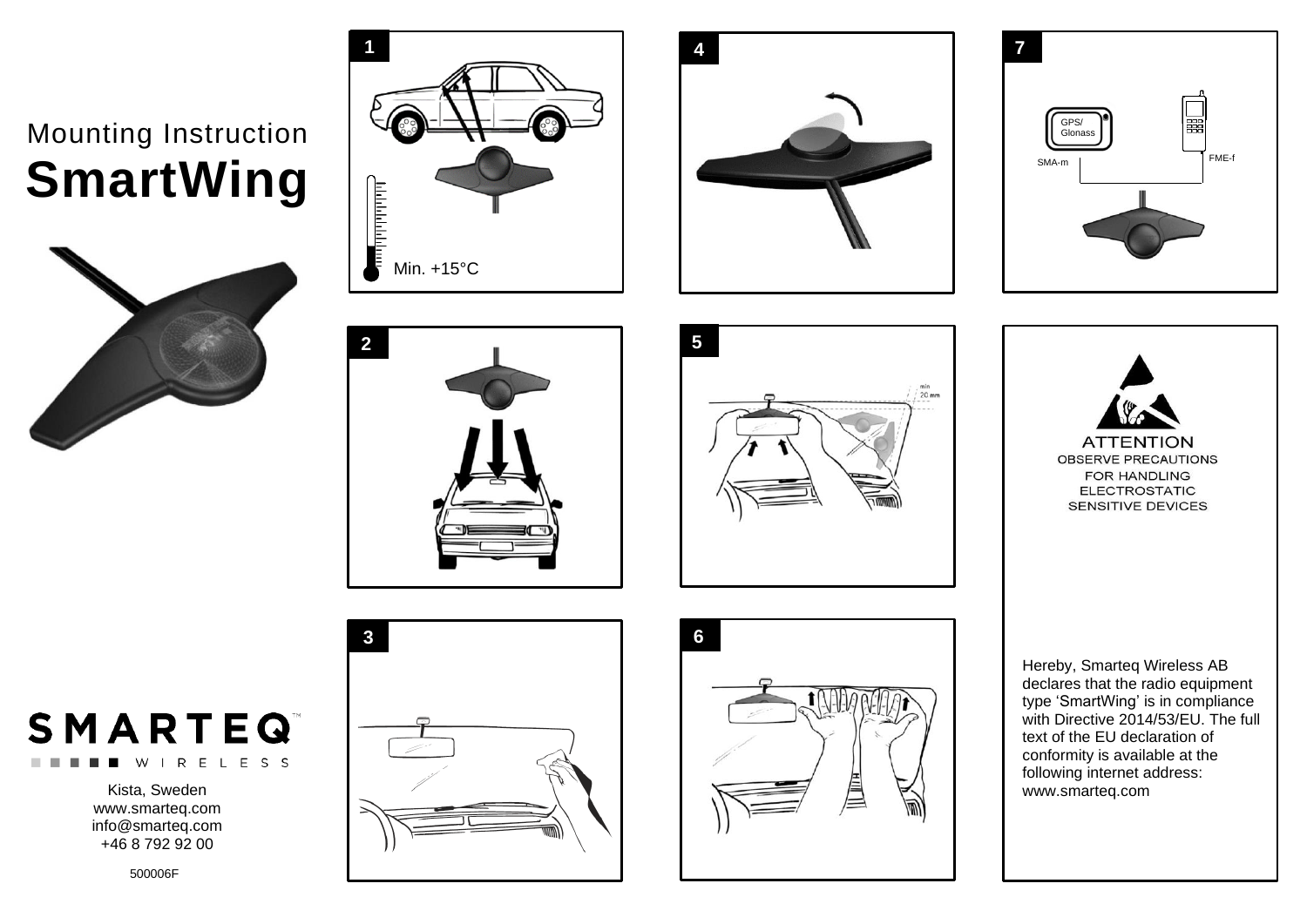# Mounting Instruction
# SmartWing

SMARTEQ™
WIRELESS

Kista, Sweden
www.smarteq.com
info@smarteq.com
+46 8 792 92 00

500006F

1

Min. +15°C

2

3

4

5

min
20 mm

6

7

GPS/
Glonass

SMA-m

FME-f

ATTENTION
OBSERVE PRECAUTIONS
FOR HANDLING
ELECTROSTATIC
SENSITIVE DEVICES

Hereby, Smarteq Wireless AB declares that the radio equipment type 'SmartWing' is in compliance with Directive 2014/53/EU. The full text of the EU declaration of conformity is available at the following internet address: www.smarteq.com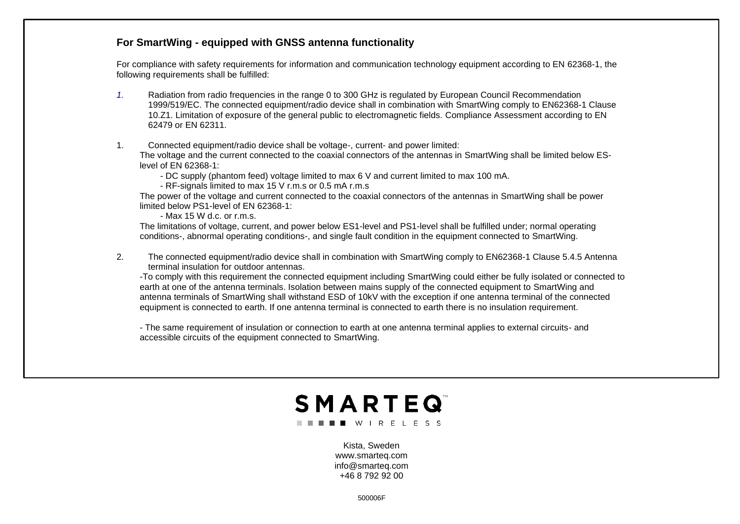## For SmartWing - equipped with GNSS antenna functionality

For compliance with safety requirements for information and communication technology equipment according to EN 62368-1, the following requirements shall be fulfilled:

*1.* Radiation from radio frequencies in the range 0 to 300 GHz is regulated by European Council Recommendation 1999/519/EC. The connected equipment/radio device shall in combination with SmartWing comply to EN62368-1 Clause 10.Z1. Limitation of exposure of the general public to electromagnetic fields. Compliance Assessment according to EN 62479 or EN 62311.

1. Connected equipment/radio device shall be voltage-, current- and power limited:
   The voltage and the current connected to the coaxial connectors of the antennas in SmartWing shall be limited below ES-level of EN 62368-1:
   - DC supply (phantom feed) voltage limited to max 6 V and current limited to max 100 mA.
   - RF-signals limited to max 15 V r.m.s or 0.5 mA r.m.s

   The power of the voltage and current connected to the coaxial connectors of the antennas in SmartWing shall be power limited below PS1-level of EN 62368-1:
   - Max 15 W d.c. or r.m.s.

   The limitations of voltage, current, and power below ES1-level and PS1-level shall be fulfilled under; normal operating conditions-, abnormal operating conditions-, and single fault condition in the equipment connected to SmartWing.

2. The connected equipment/radio device shall in combination with SmartWing comply to EN62368-1 Clause 5.4.5 Antenna terminal insulation for outdoor antennas.
   -To comply with this requirement the connected equipment including SmartWing could either be fully isolated or connected to earth at one of the antenna terminals. Isolation between mains supply of the connected equipment to SmartWing and antenna terminals of SmartWing shall withstand ESD of 10kV with the exception if one antenna terminal of the connected equipment is connected to earth. If one antenna terminal is connected to earth there is no insulation requirement.

   - The same requirement of insulation or connection to earth at one antenna terminal applies to external circuits- and accessible circuits of the equipment connected to SmartWing.

SMARTEQ™
WIRELESS

Kista, Sweden
www.smarteq.com
info@smarteq.com
+46 8 792 92 00

500006F